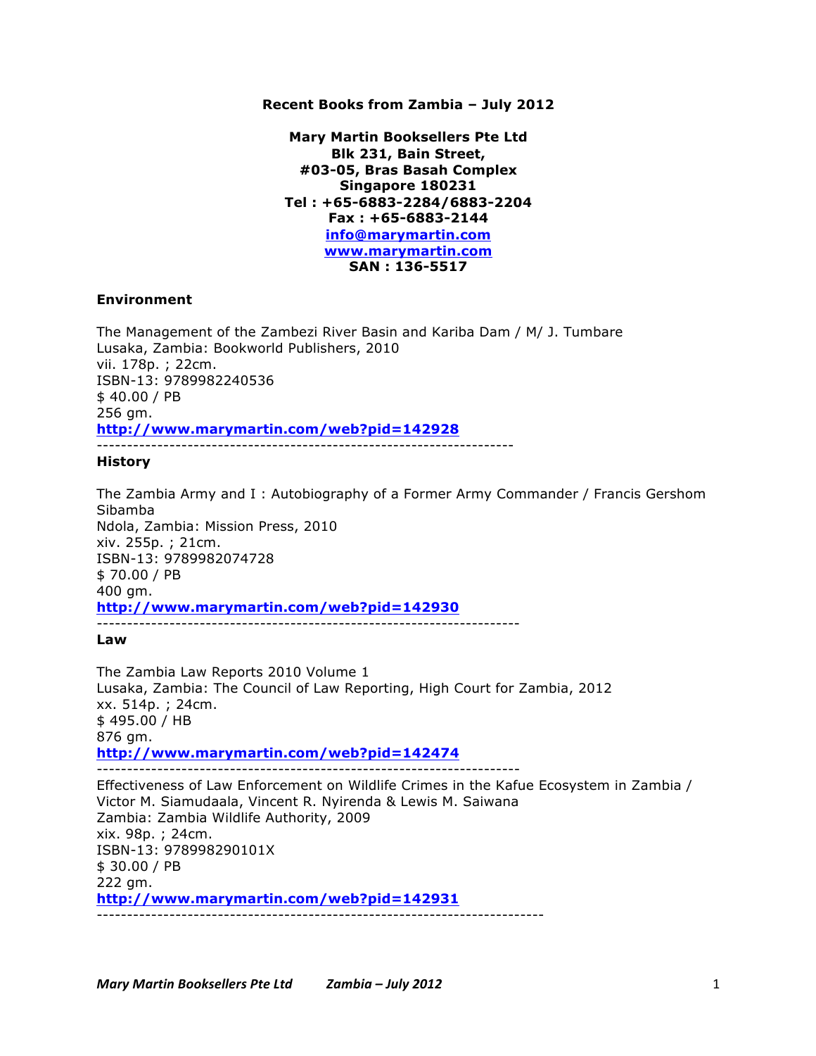**Recent Books from Zambia – July 2012**

**Mary Martin Booksellers Pte Ltd**
**Blk 231, Bain Street,**
**#03-05, Bras Basah Complex**
**Singapore 180231**
**Tel : +65-6883-2284/6883-2204**
**Fax : +65-6883-2144**
**info@marymartin.com**
**www.marymartin.com**
**SAN : 136-5517**

## Environment

The Management of the Zambezi River Basin and Kariba Dam / M/ J. Tumbare
Lusaka, Zambia: Bookworld Publishers, 2010
vii. 178p. ; 22cm.
ISBN-13: 9789982240536
$ 40.00 / PB
256 gm.
**http://www.marymartin.com/web?pid=142928**

---

## History

The Zambia Army and I : Autobiography of a Former Army Commander / Francis Gershom Sibamba
Ndola, Zambia: Mission Press, 2010
xiv. 255p. ; 21cm.
ISBN-13: 9789982074728
$ 70.00 / PB
400 gm.
**http://www.marymartin.com/web?pid=142930**

---

## Law

The Zambia Law Reports 2010 Volume 1
Lusaka, Zambia: The Council of Law Reporting, High Court for Zambia, 2012
xx. 514p. ; 24cm.
$ 495.00 / HB
876 gm.
**http://www.marymartin.com/web?pid=142474**

---

Effectiveness of Law Enforcement on Wildlife Crimes in the Kafue Ecosystem in Zambia / Victor M. Siamudaala, Vincent R. Nyirenda & Lewis M. Saiwana
Zambia: Zambia Wildlife Authority, 2009
xix. 98p. ; 24cm.
ISBN-13: 978998290101X
$ 30.00 / PB
222 gm.
**http://www.marymartin.com/web?pid=142931**

---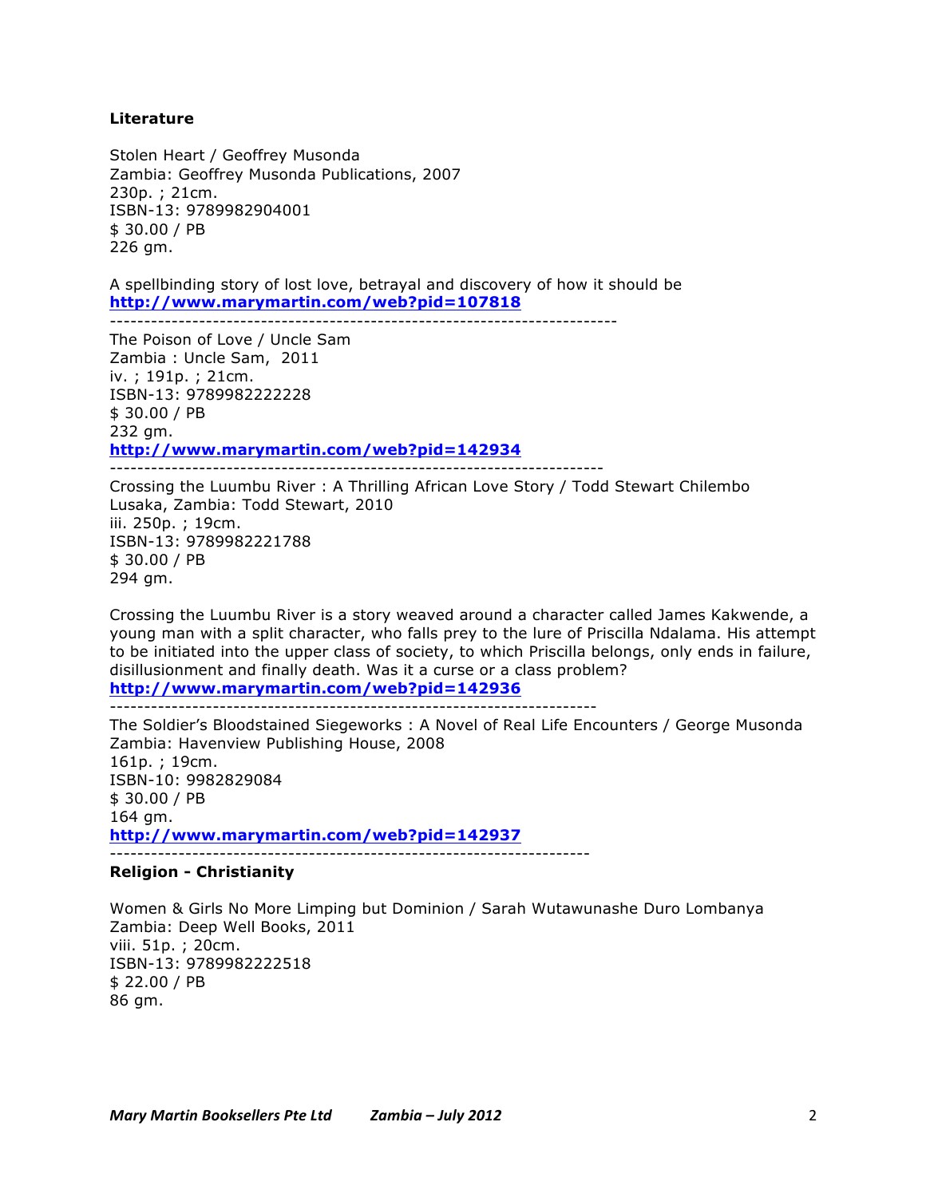**Literature**

Stolen Heart / Geoffrey Musonda
Zambia: Geoffrey Musonda Publications, 2007
230p. ; 21cm.
ISBN-13: 9789982904001
$ 30.00 / PB
226 gm.

A spellbinding story of lost love, betrayal and discovery of how it should be
**http://www.marymartin.com/web?pid=107818**

---

The Poison of Love / Uncle Sam
Zambia : Uncle Sam, 2011
iv. ; 191p. ; 21cm.
ISBN-13: 9789982222228
$ 30.00 / PB
232 gm.
**http://www.marymartin.com/web?pid=142934**

---

Crossing the Luumbu River : A Thrilling African Love Story / Todd Stewart Chilembo
Lusaka, Zambia: Todd Stewart, 2010
iii. 250p. ; 19cm.
ISBN-13: 9789982221788
$ 30.00 / PB
294 gm.

Crossing the Luumbu River is a story weaved around a character called James Kakwende, a young man with a split character, who falls prey to the lure of Priscilla Ndalama. His attempt to be initiated into the upper class of society, to which Priscilla belongs, only ends in failure, disillusionment and finally death. Was it a curse or a class problem?
**http://www.marymartin.com/web?pid=142936**

---

The Soldier's Bloodstained Siegeworks : A Novel of Real Life Encounters / George Musonda
Zambia: Havenview Publishing House, 2008
161p. ; 19cm.
ISBN-10: 9982829084
$ 30.00 / PB
164 gm.
**http://www.marymartin.com/web?pid=142937**

---

**Religion - Christianity**

Women & Girls No More Limping but Dominion / Sarah Wutawunashe Duro Lombanya
Zambia: Deep Well Books, 2011
viii. 51p. ; 20cm.
ISBN-13: 9789982222518
$ 22.00 / PB
86 gm.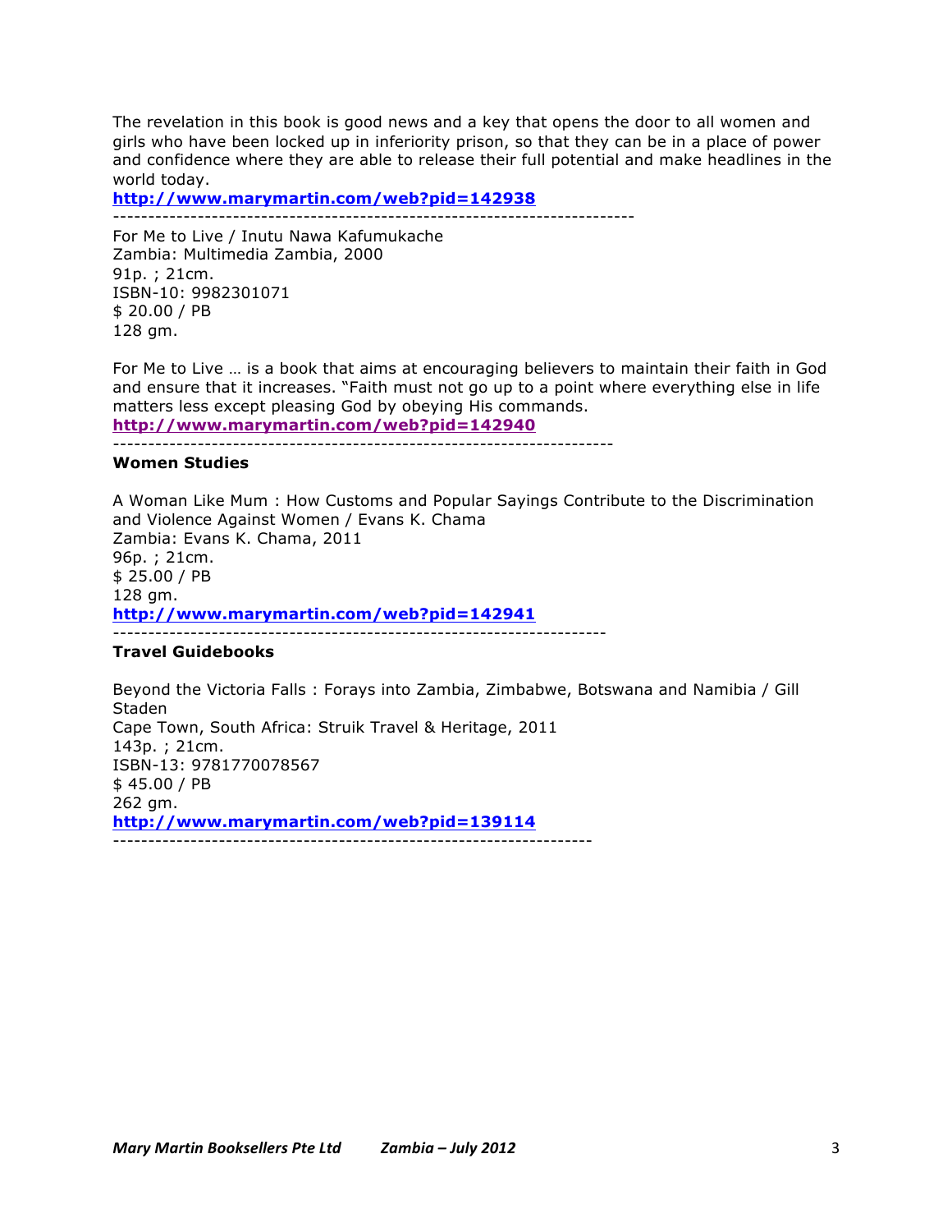The revelation in this book is good news and a key that opens the door to all women and girls who have been locked up in inferiority prison, so that they can be in a place of power and confidence where they are able to release their full potential and make headlines in the world today.
**http://www.marymartin.com/web?pid=142938**

---

For Me to Live / Inutu Nawa Kafumukache
Zambia: Multimedia Zambia, 2000
91p. ; 21cm.
ISBN-10: 9982301071
$ 20.00 / PB
128 gm.

For Me to Live … is a book that aims at encouraging believers to maintain their faith in God and ensure that it increases. "Faith must not go up to a point where everything else in life matters less except pleasing God by obeying His commands.
**http://www.marymartin.com/web?pid=142940**

---

**Women Studies**

A Woman Like Mum : How Customs and Popular Sayings Contribute to the Discrimination and Violence Against Women / Evans K. Chama
Zambia: Evans K. Chama, 2011
96p. ; 21cm.
$ 25.00 / PB
128 gm.
**http://www.marymartin.com/web?pid=142941**

---

**Travel Guidebooks**

Beyond the Victoria Falls : Forays into Zambia, Zimbabwe, Botswana and Namibia / Gill Staden
Cape Town, South Africa: Struik Travel & Heritage, 2011
143p. ; 21cm.
ISBN-13: 9781770078567
$ 45.00 / PB
262 gm.
**http://www.marymartin.com/web?pid=139114**

---